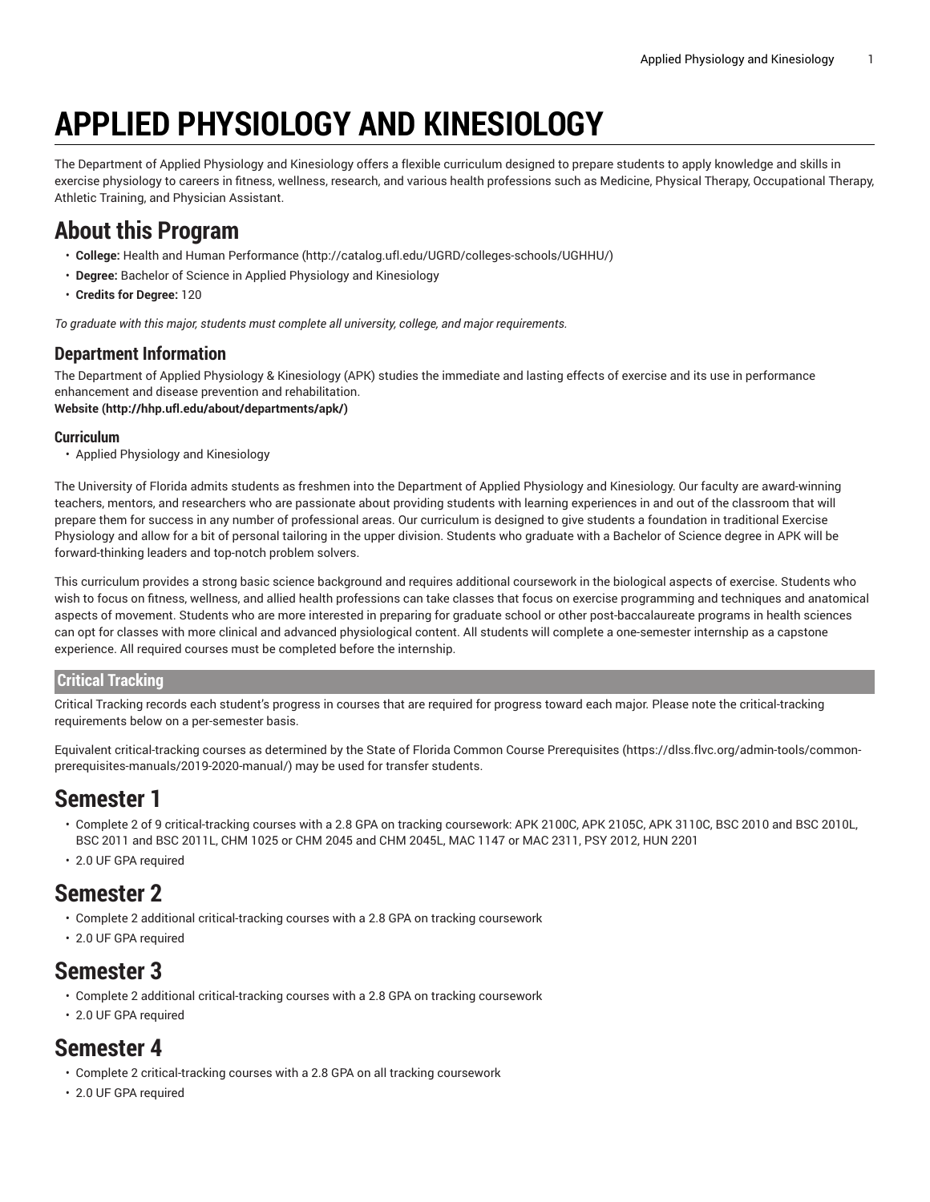# APPLIED PHYSIOLOGY AND KINESIOLOGY

The Department of Applied Physiology and Kinesiology offers a flexible curriculum designed to prepare students to apply knowledge and skills in exercise physiology to careers in fitness, wellness, research, and various health professions such as Medicine, Physical Therapy, Occupational Therapy, Athletic Training, and Physician Assistant.

# About this Program

- **College:** Health and Human Performance (http://catalog.ufl.edu/UGRD/colleges-schools/UGHHU/)
- **Degree:** Bachelor of Science in Applied Physiology and Kinesiology
- **Credits for Degree:** 120

*To graduate with this major, students must complete all university, college, and major requirements.*

## Department Information

The Department of Applied Physiology & Kinesiology (APK) studies the immediate and lasting effects of exercise and its use in performance enhancement and disease prevention and rehabilitation.
**Website (http://hhp.ufl.edu/about/departments/apk/)**

### Curriculum

- Applied Physiology and Kinesiology

The University of Florida admits students as freshmen into the Department of Applied Physiology and Kinesiology. Our faculty are award-winning teachers, mentors, and researchers who are passionate about providing students with learning experiences in and out of the classroom that will prepare them for success in any number of professional areas. Our curriculum is designed to give students a foundation in traditional Exercise Physiology and allow for a bit of personal tailoring in the upper division. Students who graduate with a Bachelor of Science degree in APK will be forward-thinking leaders and top-notch problem solvers.

This curriculum provides a strong basic science background and requires additional coursework in the biological aspects of exercise. Students who wish to focus on fitness, wellness, and allied health professions can take classes that focus on exercise programming and techniques and anatomical aspects of movement. Students who are more interested in preparing for graduate school or other post-baccalaureate programs in health sciences can opt for classes with more clinical and advanced physiological content. All students will complete a one-semester internship as a capstone experience. All required courses must be completed before the internship.

## Critical Tracking

Critical Tracking records each student's progress in courses that are required for progress toward each major. Please note the critical-tracking requirements below on a per-semester basis.

Equivalent critical-tracking courses as determined by the State of Florida Common Course Prerequisites (https://dlss.flvc.org/admin-tools/common-prerequisites-manuals/2019-2020-manual/) may be used for transfer students.

# Semester 1

- Complete 2 of 9 critical-tracking courses with a 2.8 GPA on tracking coursework: APK 2100C, APK 2105C, APK 3110C, BSC 2010 and BSC 2010L, BSC 2011 and BSC 2011L, CHM 1025 or CHM 2045 and CHM 2045L, MAC 1147 or MAC 2311, PSY 2012, HUN 2201
- 2.0 UF GPA required

# Semester 2

- Complete 2 additional critical-tracking courses with a 2.8 GPA on tracking coursework
- 2.0 UF GPA required

# Semester 3

- Complete 2 additional critical-tracking courses with a 2.8 GPA on tracking coursework
- 2.0 UF GPA required

# Semester 4

- Complete 2 critical-tracking courses with a 2.8 GPA on all tracking coursework
- 2.0 UF GPA required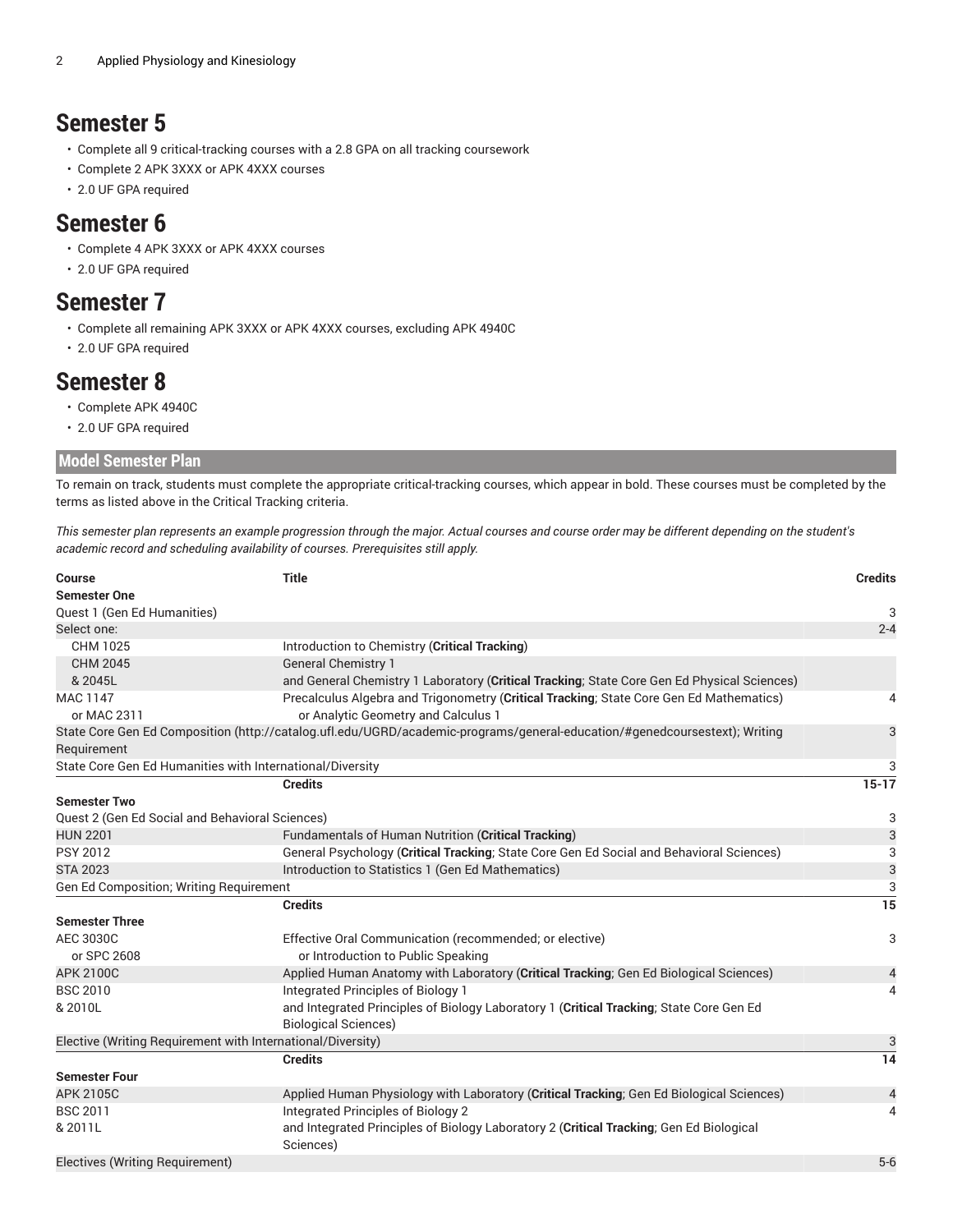## Semester 5

- Complete all 9 critical-tracking courses with a 2.8 GPA on all tracking coursework
- Complete 2 APK 3XXX or APK 4XXX courses
- 2.0 UF GPA required

## Semester 6

- Complete 4 APK 3XXX or APK 4XXX courses
- 2.0 UF GPA required

## Semester 7

- Complete all remaining APK 3XXX or APK 4XXX courses, excluding APK 4940C
- 2.0 UF GPA required

## Semester 8

- Complete APK 4940C
- 2.0 UF GPA required

### Model Semester Plan

To remain on track, students must complete the appropriate critical-tracking courses, which appear in bold. These courses must be completed by the terms as listed above in the Critical Tracking criteria.

*This semester plan represents an example progression through the major. Actual courses and course order may be different depending on the student's academic record and scheduling availability of courses. Prerequisites still apply.*

| Course | Title | Credits |
|---|---|---|
| **Semester One** | | |
| Quest 1 (Gen Ed Humanities) | | 3 |
| Select one: | | 2-4 |
| CHM 1025 | Introduction to Chemistry (**Critical Tracking**) | |
| CHM 2045 & 2045L | General Chemistry 1 and General Chemistry 1 Laboratory (**Critical Tracking**; State Core Gen Ed Physical Sciences) | |
| MAC 1147 or MAC 2311 | Precalculus Algebra and Trigonometry (**Critical Tracking**; State Core Gen Ed Mathematics) or Analytic Geometry and Calculus 1 | 4 |
| State Core Gen Ed Composition (http://catalog.ufl.edu/UGRD/academic-programs/general-education/#genedcoursestext); Writing Requirement | | 3 |
| State Core Gen Ed Humanities with International/Diversity | | 3 |
| | **Credits** | **15-17** |
| **Semester Two** | | |
| Quest 2 (Gen Ed Social and Behavioral Sciences) | | 3 |
| HUN 2201 | Fundamentals of Human Nutrition (**Critical Tracking**) | 3 |
| PSY 2012 | General Psychology (**Critical Tracking**; State Core Gen Ed Social and Behavioral Sciences) | 3 |
| STA 2023 | Introduction to Statistics 1 (Gen Ed Mathematics) | 3 |
| Gen Ed Composition; Writing Requirement | | 3 |
| | **Credits** | **15** |
| **Semester Three** | | |
| AEC 3030C or SPC 2608 | Effective Oral Communication (recommended; or elective) or Introduction to Public Speaking | 3 |
| APK 2100C | Applied Human Anatomy with Laboratory (**Critical Tracking**; Gen Ed Biological Sciences) | 4 |
| BSC 2010 & 2010L | Integrated Principles of Biology 1 and Integrated Principles of Biology Laboratory 1 (**Critical Tracking**; State Core Gen Ed Biological Sciences) | 4 |
| Elective (Writing Requirement with International/Diversity) | | 3 |
| | **Credits** | **14** |
| **Semester Four** | | |
| APK 2105C | Applied Human Physiology with Laboratory (**Critical Tracking**; Gen Ed Biological Sciences) | 4 |
| BSC 2011 & 2011L | Integrated Principles of Biology 2 and Integrated Principles of Biology Laboratory 2 (**Critical Tracking**; Gen Ed Biological Sciences) | 4 |
| Electives (Writing Requirement) | | 5-6 |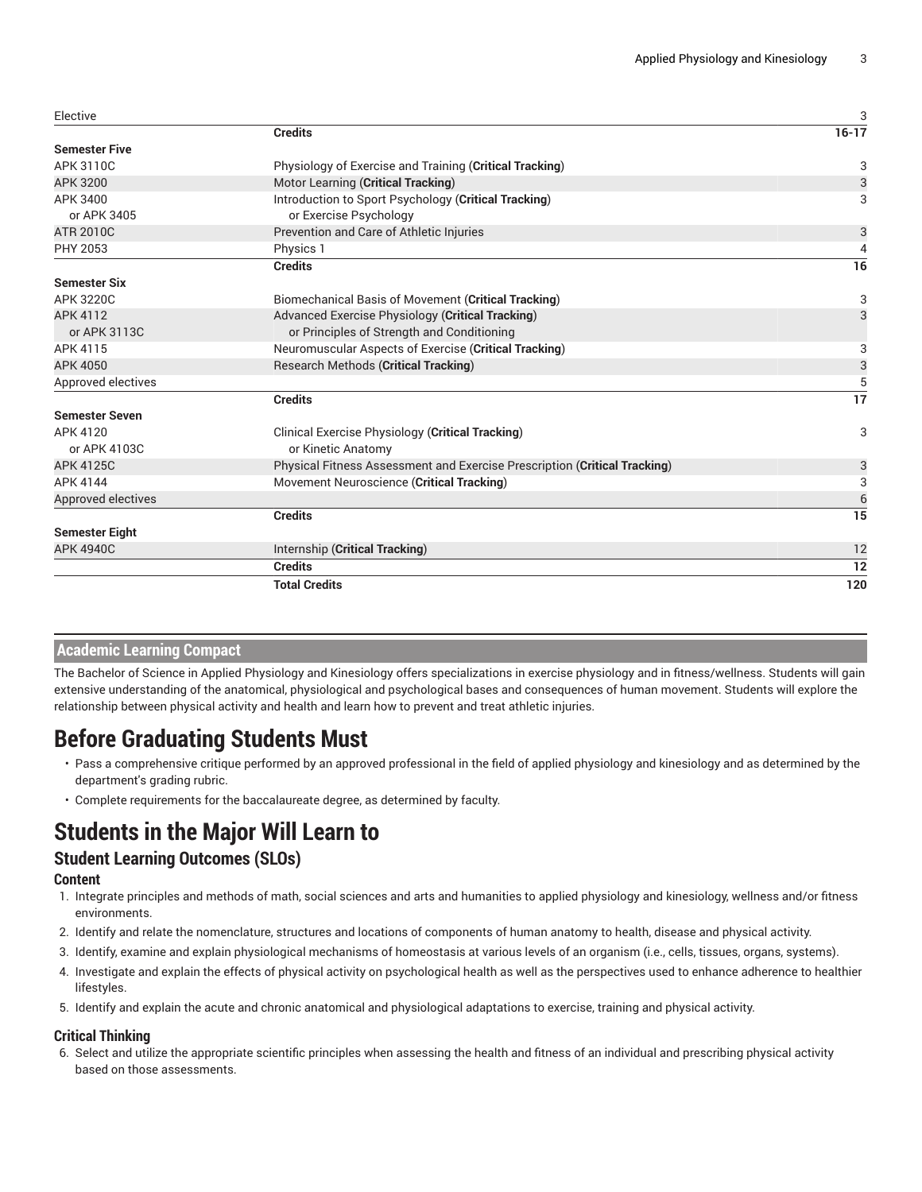| | | |
|---|---|---|
| Elective | | 3 |
| | **Credits** | **16-17** |
| **Semester Five** | | |
| APK 3110C | Physiology of Exercise and Training (**Critical Tracking**) | 3 |
| APK 3200 | Motor Learning (**Critical Tracking**) | 3 |
| APK 3400 or APK 3405 | Introduction to Sport Psychology (**Critical Tracking**) or Exercise Psychology | 3 |
| ATR 2010C | Prevention and Care of Athletic Injuries | 3 |
| PHY 2053 | Physics 1 | 4 |
| | **Credits** | **16** |
| **Semester Six** | | |
| APK 3220C | Biomechanical Basis of Movement (**Critical Tracking**) | 3 |
| APK 4112 or APK 3113C | Advanced Exercise Physiology (**Critical Tracking**) or Principles of Strength and Conditioning | 3 |
| APK 4115 | Neuromuscular Aspects of Exercise (**Critical Tracking**) | 3 |
| APK 4050 | Research Methods (**Critical Tracking**) | 3 |
| Approved electives | | 5 |
| | **Credits** | **17** |
| **Semester Seven** | | |
| APK 4120 or APK 4103C | Clinical Exercise Physiology (**Critical Tracking**) or Kinetic Anatomy | 3 |
| APK 4125C | Physical Fitness Assessment and Exercise Prescription (**Critical Tracking**) | 3 |
| APK 4144 | Movement Neuroscience (**Critical Tracking**) | 3 |
| Approved electives | | 6 |
| | **Credits** | **15** |
| **Semester Eight** | | |
| APK 4940C | Internship (**Critical Tracking**) | 12 |
| | **Credits** | **12** |
| | **Total Credits** | **120** |

## Academic Learning Compact

The Bachelor of Science in Applied Physiology and Kinesiology offers specializations in exercise physiology and in fitness/wellness. Students will gain extensive understanding of the anatomical, physiological and psychological bases and consequences of human movement. Students will explore the relationship between physical activity and health and learn how to prevent and treat athletic injuries.

# Before Graduating Students Must

- Pass a comprehensive critique performed by an approved professional in the field of applied physiology and kinesiology and as determined by the department's grading rubric.
- Complete requirements for the baccalaureate degree, as determined by faculty.

# Students in the Major Will Learn to

## Student Learning Outcomes (SLOs)

### Content

1. Integrate principles and methods of math, social sciences and arts and humanities to applied physiology and kinesiology, wellness and/or fitness environments.
2. Identify and relate the nomenclature, structures and locations of components of human anatomy to health, disease and physical activity.
3. Identify, examine and explain physiological mechanisms of homeostasis at various levels of an organism (i.e., cells, tissues, organs, systems).
4. Investigate and explain the effects of physical activity on psychological health as well as the perspectives used to enhance adherence to healthier lifestyles.
5. Identify and explain the acute and chronic anatomical and physiological adaptations to exercise, training and physical activity.

### Critical Thinking

6. Select and utilize the appropriate scientific principles when assessing the health and fitness of an individual and prescribing physical activity based on those assessments.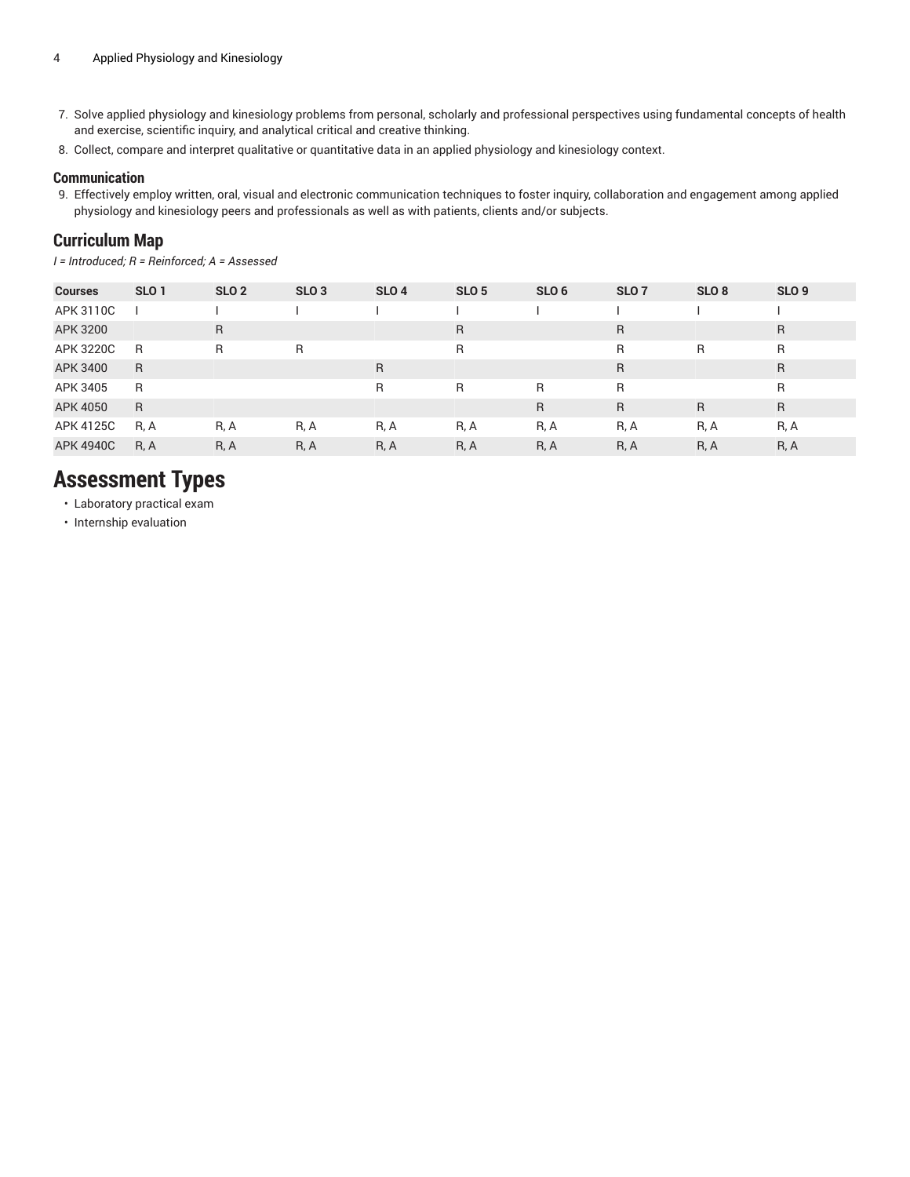7. Solve applied physiology and kinesiology problems from personal, scholarly and professional perspectives using fundamental concepts of health and exercise, scientific inquiry, and analytical critical and creative thinking.
8. Collect, compare and interpret qualitative or quantitative data in an applied physiology and kinesiology context.

### Communication

9. Effectively employ written, oral, visual and electronic communication techniques to foster inquiry, collaboration and engagement among applied physiology and kinesiology peers and professionals as well as with patients, clients and/or subjects.

## Curriculum Map

*I = Introduced; R = Reinforced; A = Assessed*

| Courses | SLO 1 | SLO 2 | SLO 3 | SLO 4 | SLO 5 | SLO 6 | SLO 7 | SLO 8 | SLO 9 |
|---|---|---|---|---|---|---|---|---|---|
| APK 3110C | I | I | I | I | I | I | I | I | I |
| APK 3200 | | R | | | R | | R | | R |
| APK 3220C | R | R | R | | R | | R | R | R |
| APK 3400 | R | | | R | | | R | | R |
| APK 3405 | R | | | R | R | R | R | | R |
| APK 4050 | R | | | | | R | R | R | R |
| APK 4125C | R, A | R, A | R, A | R, A | R, A | R, A | R, A | R, A | R, A |
| APK 4940C | R, A | R, A | R, A | R, A | R, A | R, A | R, A | R, A | R, A |

# Assessment Types

- Laboratory practical exam
- Internship evaluation